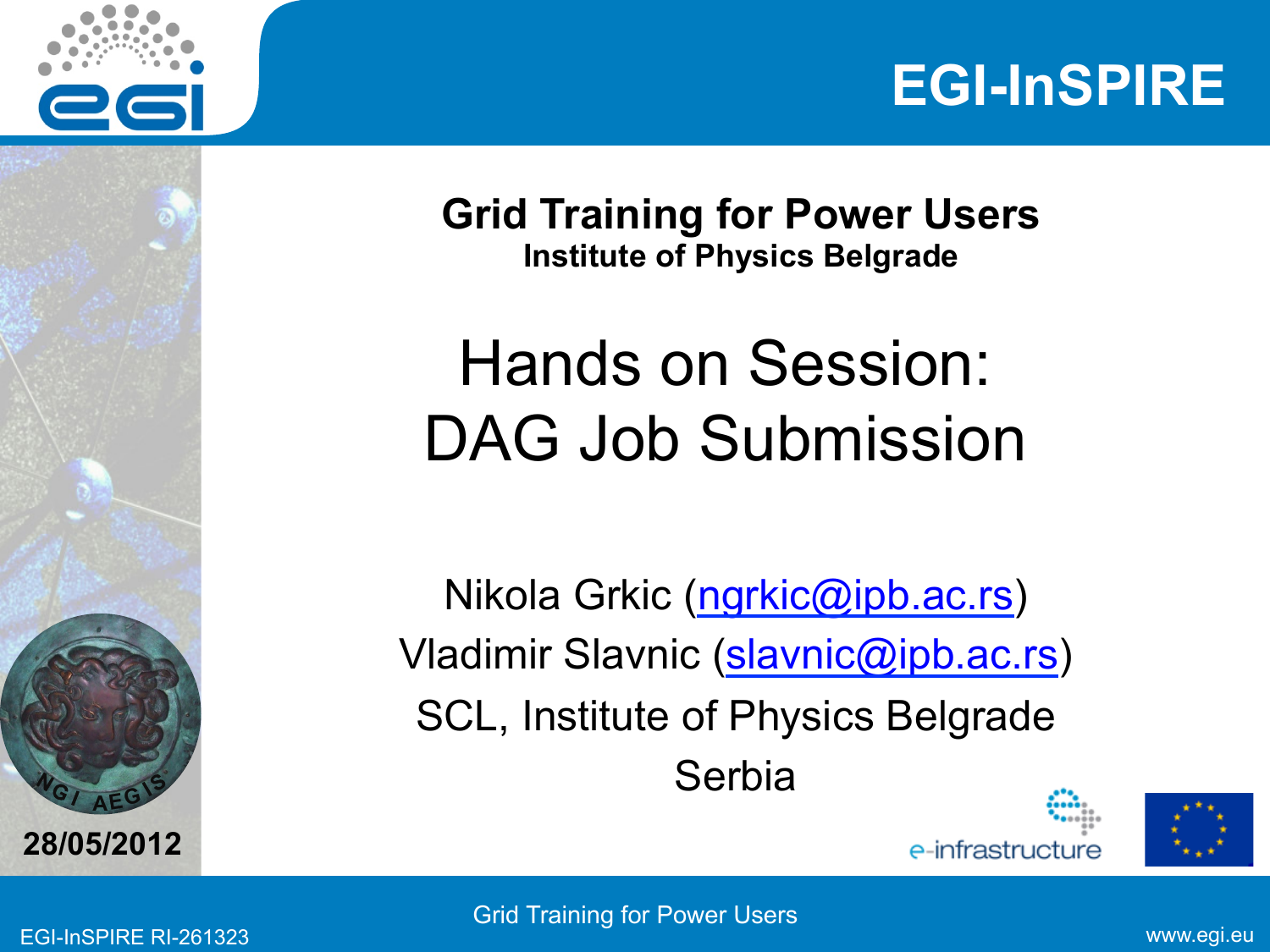# EGI-InSPIRE

## Grid Training for Power Users

**Institute of Physics Belgrade**

# Hands on Session: DAG Job Submission

Nikola Grkic (ngrkic@ipb.ac.rs)

Vladimir Slavnic (slavnic@ipb.ac.rs)

SCL, Institute of Physics Belgrade

Serbia

28/05/2012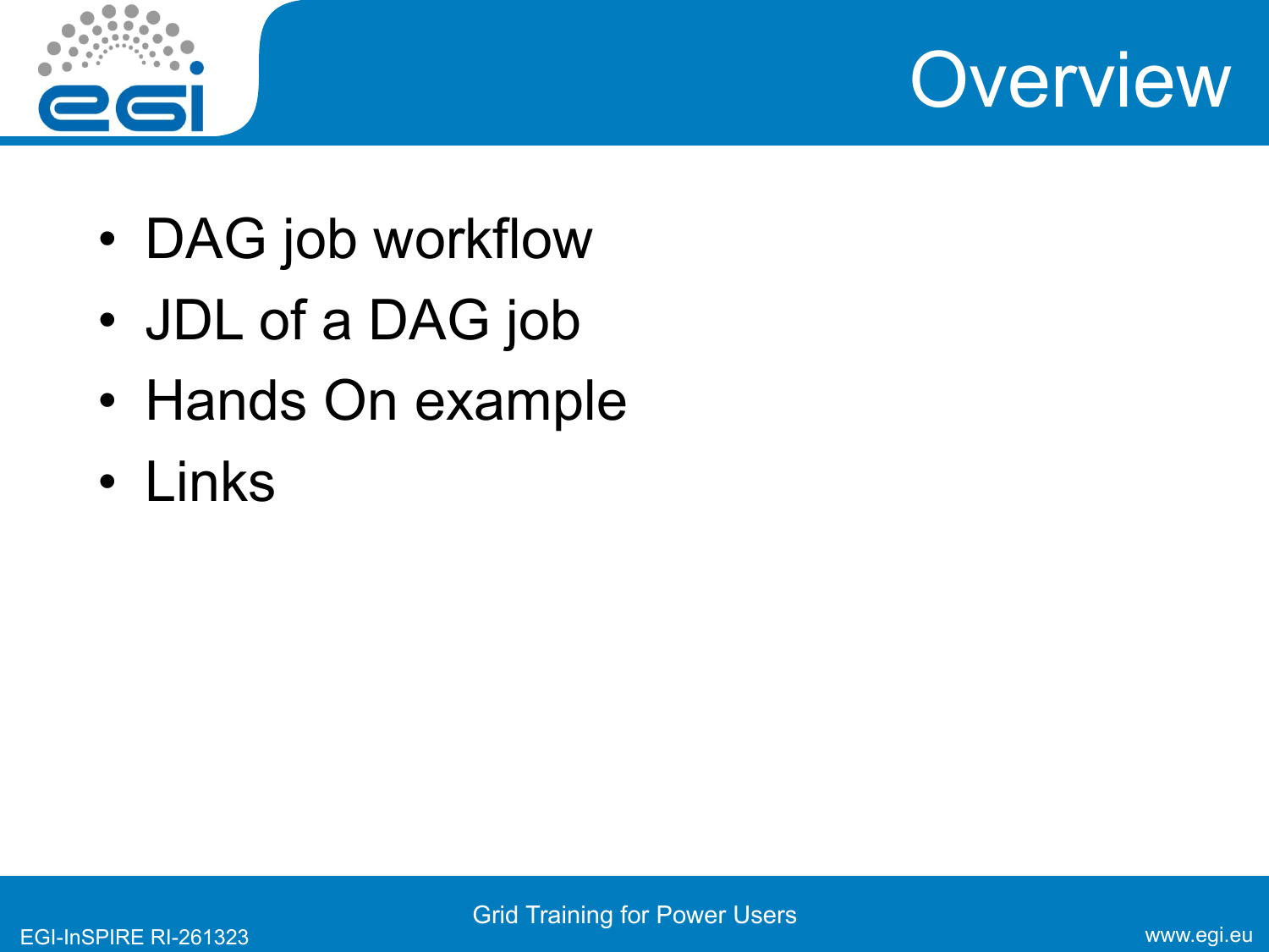# Overview

- DAG job workflow
- JDL of a DAG job
- Hands On example
- Links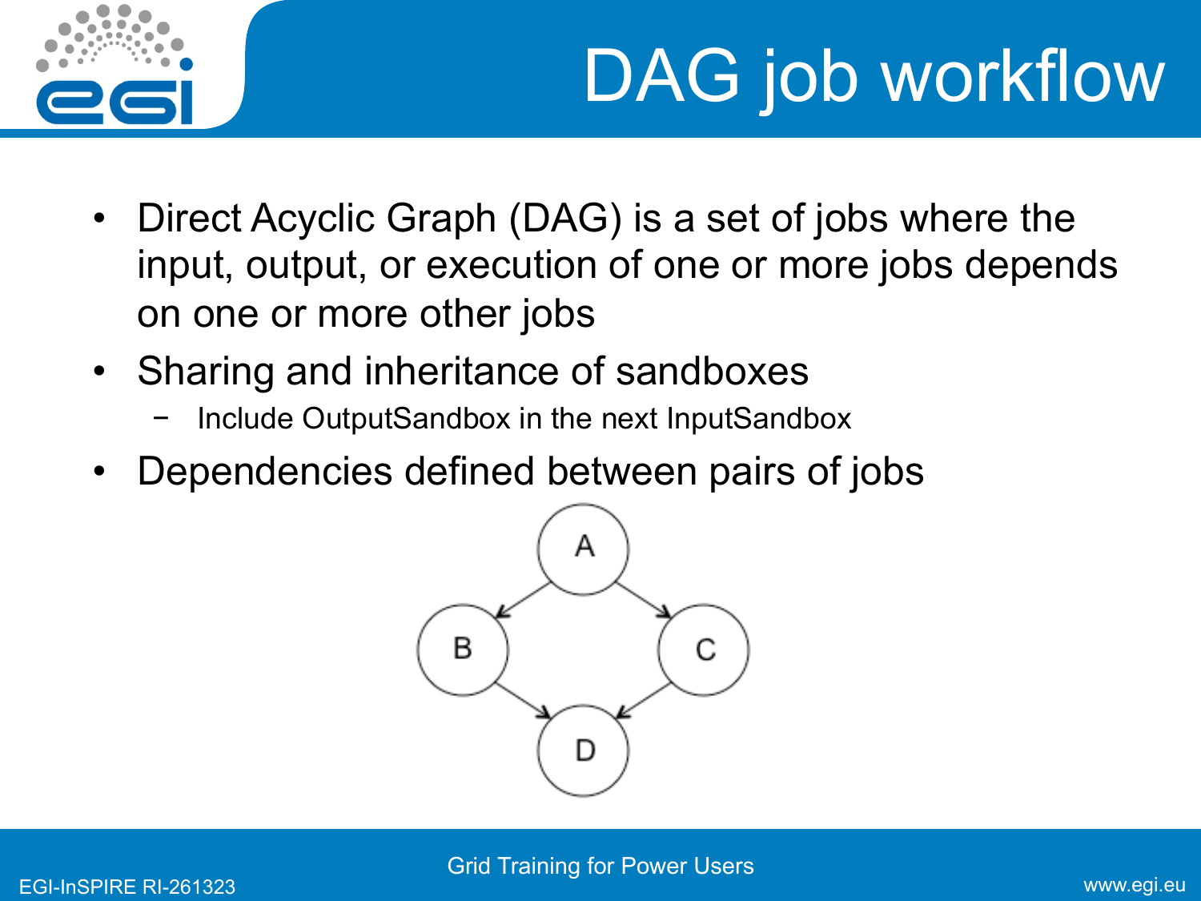# DAG job workflow

- Direct Acyclic Graph (DAG) is a set of jobs where the input, output, or execution of one or more jobs depends on one or more other jobs
- Sharing and inheritance of sandboxes
  - Include OutputSandbox in the next InputSandbox
- Dependencies defined between pairs of jobs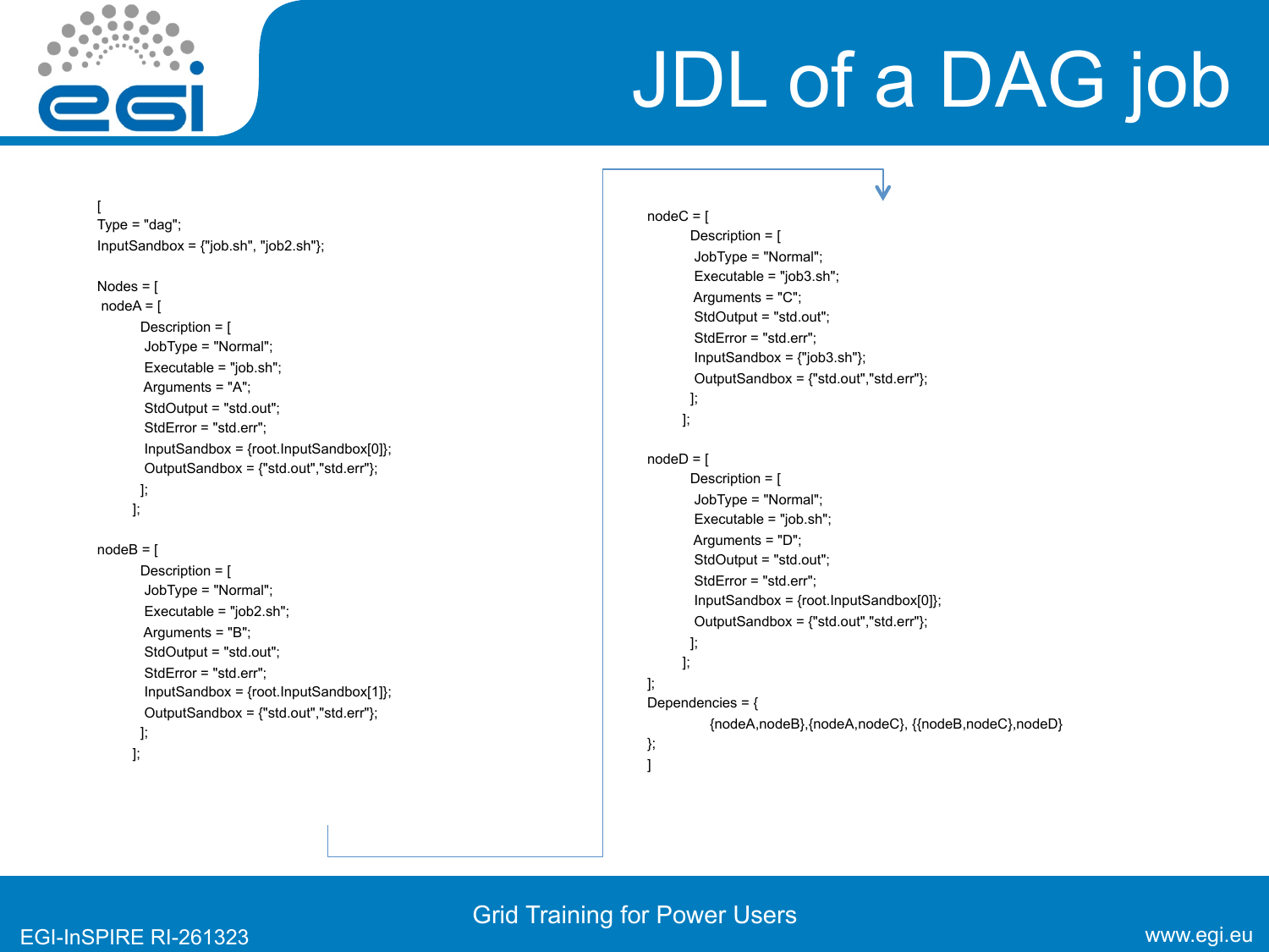# JDL of a DAG job

```
[
Type = "dag";
InputSandbox = {"job.sh", "job2.sh"};

Nodes = [
 nodeA = [
         Description = [
          JobType = "Normal";
          Executable = "job.sh";
          Arguments = "A";
          StdOutput = "std.out";
          StdError = "std.err";
          InputSandbox = {root.InputSandbox[0]};
          OutputSandbox = {"std.out","std.err"};
         ];
        ];

nodeB = [
         Description = [
          JobType = "Normal";
          Executable = "job2.sh";
          Arguments = "B";
          StdOutput = "std.out";
          StdError = "std.err";
          InputSandbox = {root.InputSandbox[1]};
          OutputSandbox = {"std.out","std.err"};
         ];
        ];

nodeC = [
         Description = [
          JobType = "Normal";
          Executable = "job3.sh";
          Arguments = "C";
          StdOutput = "std.out";
          StdError = "std.err";
          InputSandbox = {"job3.sh"};
          OutputSandbox = {"std.out","std.err"};
         ];
        ];

nodeD = [
         Description = [
          JobType = "Normal";
          Executable = "job.sh";
          Arguments = "D";
          StdOutput = "std.out";
          StdError = "std.err";
          InputSandbox = {root.InputSandbox[0]};
          OutputSandbox = {"std.out","std.err"};
         ];
        ];
];
Dependencies = {
               {nodeA,nodeB},{nodeA,nodeC}, {{nodeB,nodeC},nodeD}
};
]
```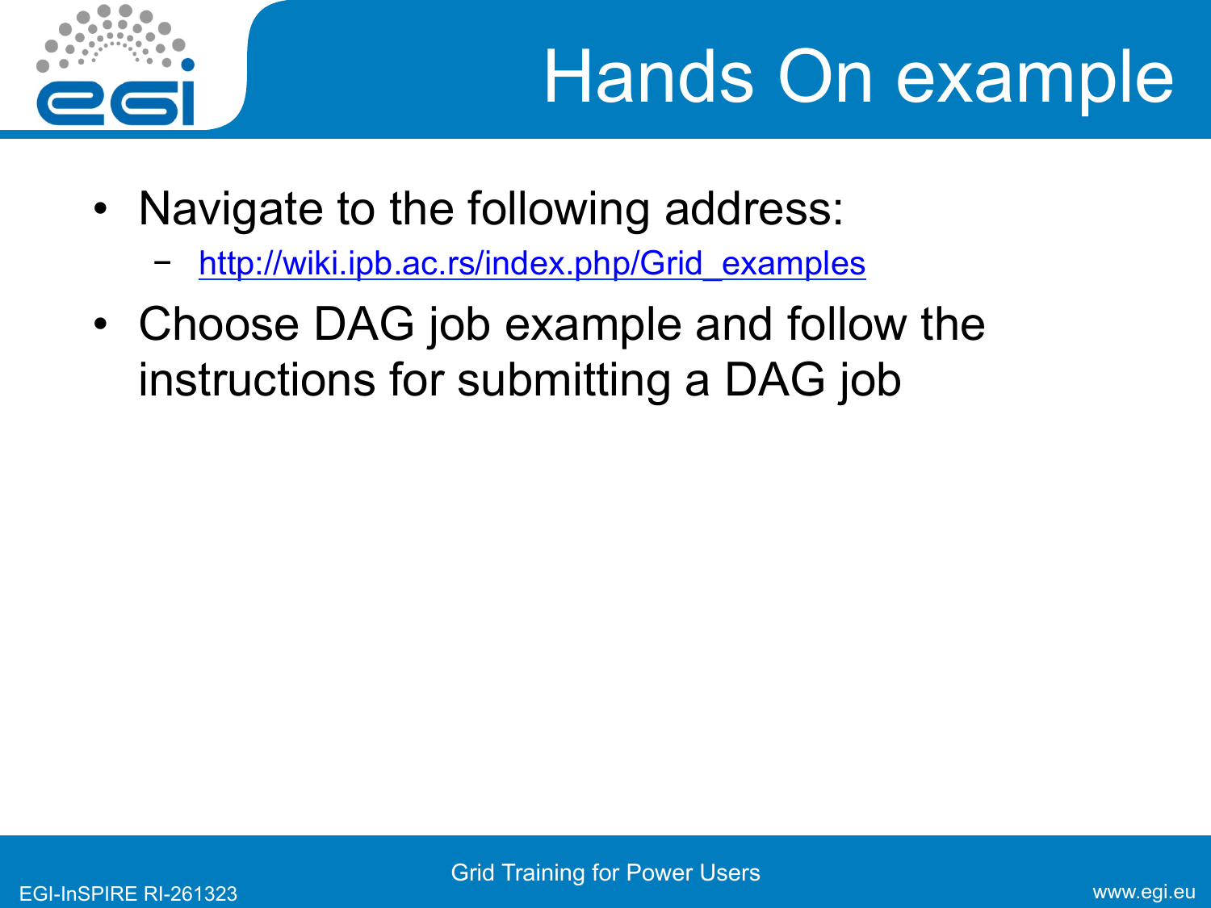# Hands On example

- Navigate to the following address:
  - http://wiki.ipb.ac.rs/index.php/Grid_examples
- Choose DAG job example and follow the instructions for submitting a DAG job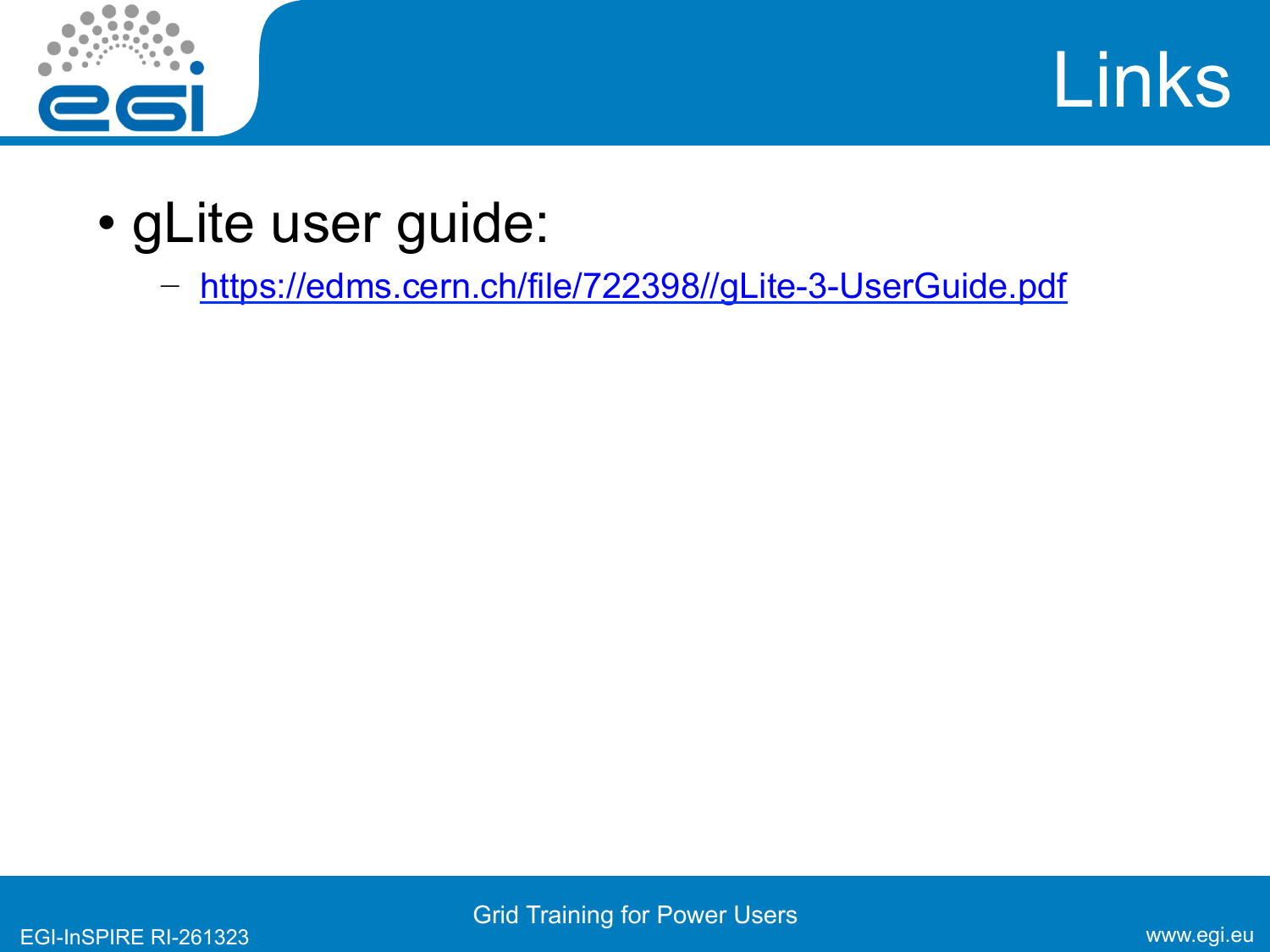# Links

- gLite user guide:
  - https://edms.cern.ch/file/722398//gLite-3-UserGuide.pdf